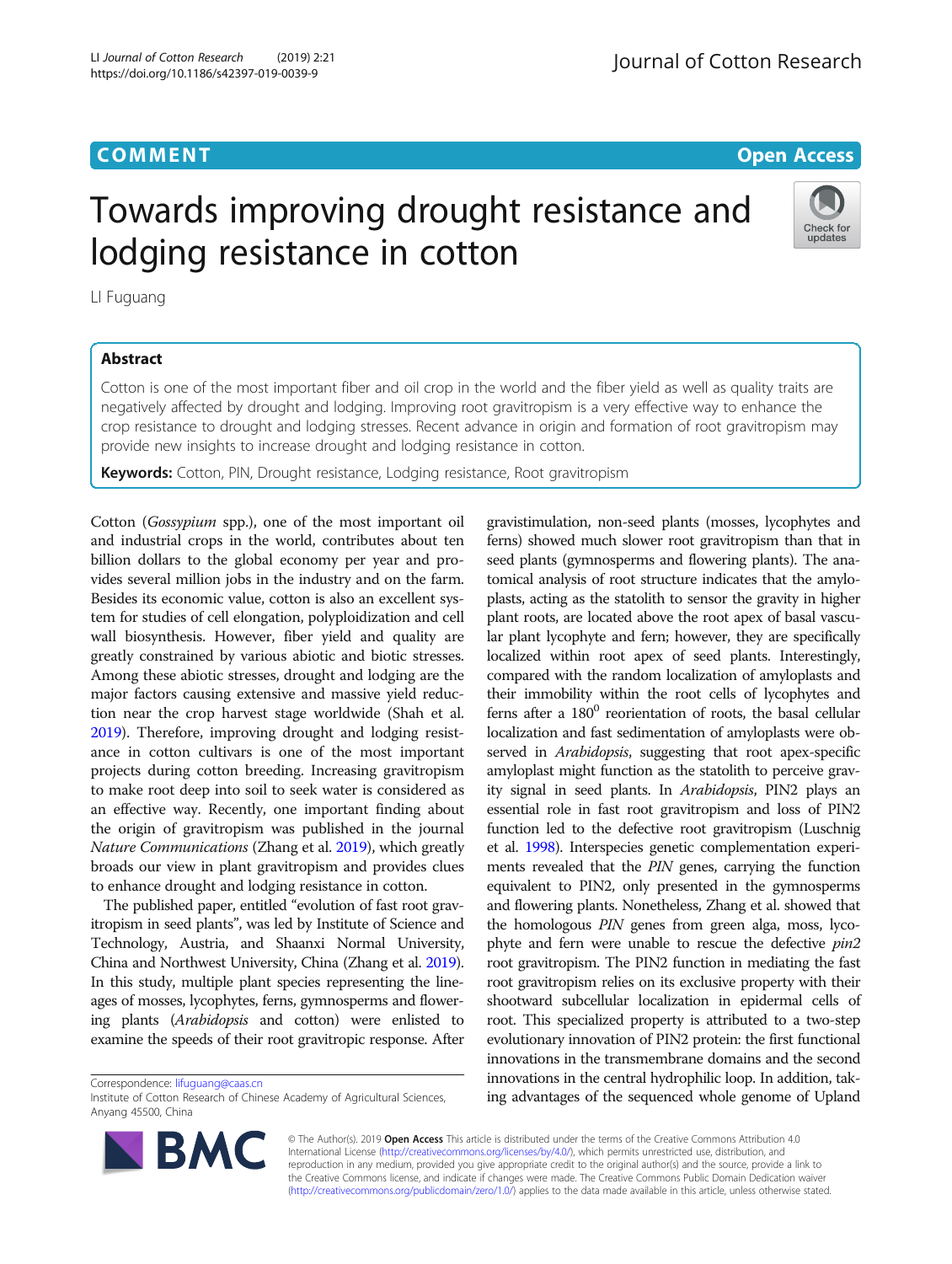COMMENT

Open Access

# Towards improving drought resistance and lodging resistance in cotton

LI Fuguang

## Abstract

Cotton is one of the most important fiber and oil crop in the world and the fiber yield as well as quality traits are negatively affected by drought and lodging. Improving root gravitropism is a very effective way to enhance the crop resistance to drought and lodging stresses. Recent advance in origin and formation of root gravitropism may provide new insights to increase drought and lodging resistance in cotton.

**Keywords:** Cotton, PIN, Drought resistance, Lodging resistance, Root gravitropism

Cotton (*Gossypium* spp.), one of the most important oil and industrial crops in the world, contributes about ten billion dollars to the global economy per year and provides several million jobs in the industry and on the farm. Besides its economic value, cotton is also an excellent system for studies of cell elongation, polyploidization and cell wall biosynthesis. However, fiber yield and quality are greatly constrained by various abiotic and biotic stresses. Among these abiotic stresses, drought and lodging are the major factors causing extensive and massive yield reduction near the crop harvest stage worldwide (Shah et al. 2019). Therefore, improving drought and lodging resistance in cotton cultivars is one of the most important projects during cotton breeding. Increasing gravitropism to make root deep into soil to seek water is considered as an effective way. Recently, one important finding about the origin of gravitropism was published in the journal *Nature Communications* (Zhang et al. 2019), which greatly broads our view in plant gravitropism and provides clues to enhance drought and lodging resistance in cotton.

The published paper, entitled "evolution of fast root gravitropism in seed plants", was led by Institute of Science and Technology, Austria, and Shaanxi Normal University, China and Northwest University, China (Zhang et al. 2019). In this study, multiple plant species representing the lineages of mosses, lycophytes, ferns, gymnosperms and flowering plants (*Arabidopsis* and cotton) were enlisted to examine the speeds of their root gravitropic response. After gravistimulation, non-seed plants (mosses, lycophytes and ferns) showed much slower root gravitropism than that in seed plants (gymnosperms and flowering plants). The anatomical analysis of root structure indicates that the amyloplasts, acting as the statolith to sensor the gravity in higher plant roots, are located above the root apex of basal vascular plant lycophyte and fern; however, they are specifically localized within root apex of seed plants. Interestingly, compared with the random localization of amyloplasts and their immobility within the root cells of lycophytes and ferns after a $180^0$ reorientation of roots, the basal cellular localization and fast sedimentation of amyloplasts were observed in *Arabidopsis*, suggesting that root apex-specific amyloplast might function as the statolith to perceive gravity signal in seed plants. In *Arabidopsis*, PIN2 plays an essential role in fast root gravitropism and loss of PIN2 function led to the defective root gravitropism (Luschnig et al. 1998). Interspecies genetic complementation experiments revealed that the *PIN* genes, carrying the function equivalent to PIN2, only presented in the gymnosperms and flowering plants. Nonetheless, Zhang et al. showed that the homologous *PIN* genes from green alga, moss, lycophyte and fern were unable to rescue the defective *pin2* root gravitropism. The PIN2 function in mediating the fast root gravitropism relies on its exclusive property with their shootward subcellular localization in epidermal cells of root. This specialized property is attributed to a two-step evolutionary innovation of PIN2 protein: the first functional innovations in the transmembrane domains and the second innovations in the central hydrophilic loop. In addition, taking advantages of the sequenced whole genome of Upland

Correspondence: lifuguang@caas.cn
Institute of Cotton Research of Chinese Academy of Agricultural Sciences, Anyang 45500, China

© The Author(s). 2019 **Open Access** This article is distributed under the terms of the Creative Commons Attribution 4.0 International License (http://creativecommons.org/licenses/by/4.0/), which permits unrestricted use, distribution, and reproduction in any medium, provided you give appropriate credit to the original author(s) and the source, provide a link to the Creative Commons license, and indicate if changes were made. The Creative Commons Public Domain Dedication waiver (http://creativecommons.org/publicdomain/zero/1.0/) applies to the data made available in this article, unless otherwise stated.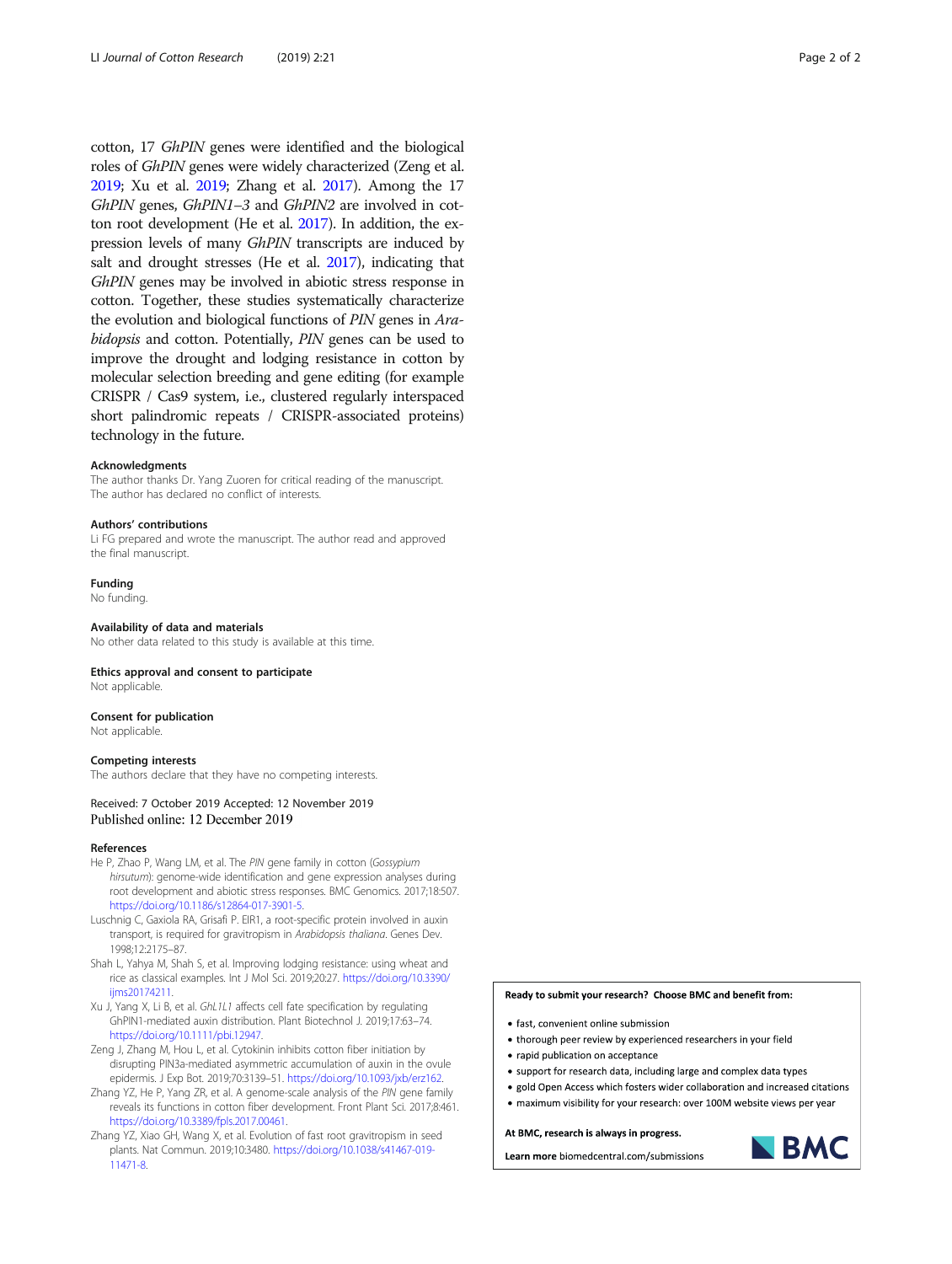cotton, 17 *GhPIN* genes were identified and the biological roles of *GhPIN* genes were widely characterized (Zeng et al. 2019; Xu et al. 2019; Zhang et al. 2017). Among the 17 *GhPIN* genes, *GhPIN1–3* and *GhPIN2* are involved in cotton root development (He et al. 2017). In addition, the expression levels of many *GhPIN* transcripts are induced by salt and drought stresses (He et al. 2017), indicating that *GhPIN* genes may be involved in abiotic stress response in cotton. Together, these studies systematically characterize the evolution and biological functions of *PIN* genes in *Arabidopsis* and cotton. Potentially, *PIN* genes can be used to improve the drought and lodging resistance in cotton by molecular selection breeding and gene editing (for example CRISPR / Cas9 system, i.e., clustered regularly interspaced short palindromic repeats / CRISPR-associated proteins) technology in the future.

#### Acknowledgments

The author thanks Dr. Yang Zuoren for critical reading of the manuscript. The author has declared no conflict of interests.

#### Authors' contributions

Li FG prepared and wrote the manuscript. The author read and approved the final manuscript.

#### Funding

No funding.

#### Availability of data and materials

No other data related to this study is available at this time.

#### Ethics approval and consent to participate

Not applicable.

#### Consent for publication

Not applicable.

#### Competing interests

The authors declare that they have no competing interests.

Received: 7 October 2019 Accepted: 12 November 2019
Published online: 12 December 2019

#### References

- He P, Zhao P, Wang LM, et al. The *PIN* gene family in cotton (*Gossypium hirsutum*): genome-wide identification and gene expression analyses during root development and abiotic stress responses. BMC Genomics. 2017;18:507. https://doi.org/10.1186/s12864-017-3901-5.
- Luschnig C, Gaxiola RA, Grisafi P. EIR1, a root-specific protein involved in auxin transport, is required for gravitropism in *Arabidopsis thaliana*. Genes Dev. 1998;12:2175–87.
- Shah L, Yahya M, Shah S, et al. Improving lodging resistance: using wheat and rice as classical examples. Int J Mol Sci. 2019;20:27. https://doi.org/10.3390/ijms20174211.
- Xu J, Yang X, Li B, et al. *GhL1L1* affects cell fate specification by regulating GhPIN1-mediated auxin distribution. Plant Biotechnol J. 2019;17:63–74. https://doi.org/10.1111/pbi.12947.
- Zeng J, Zhang M, Hou L, et al. Cytokinin inhibits cotton fiber initiation by disrupting PIN3a-mediated asymmetric accumulation of auxin in the ovule epidermis. J Exp Bot. 2019;70:3139–51. https://doi.org/10.1093/jxb/erz162.
- Zhang YZ, He P, Yang ZR, et al. A genome-scale analysis of the *PIN* gene family reveals its functions in cotton fiber development. Front Plant Sci. 2017;8:461. https://doi.org/10.3389/fpls.2017.00461.
- Zhang YZ, Xiao GH, Wang X, et al. Evolution of fast root gravitropism in seed plants. Nat Commun. 2019;10:3480. https://doi.org/10.1038/s41467-019-11471-8.

**Ready to submit your research? Choose BMC and benefit from:**

- fast, convenient online submission
- thorough peer review by experienced researchers in your field
- rapid publication on acceptance
- support for research data, including large and complex data types
- gold Open Access which fosters wider collaboration and increased citations
- maximum visibility for your research: over 100M website views per year

**At BMC, research is always in progress.**

**Learn more** biomedcentral.com/submissions

BMC